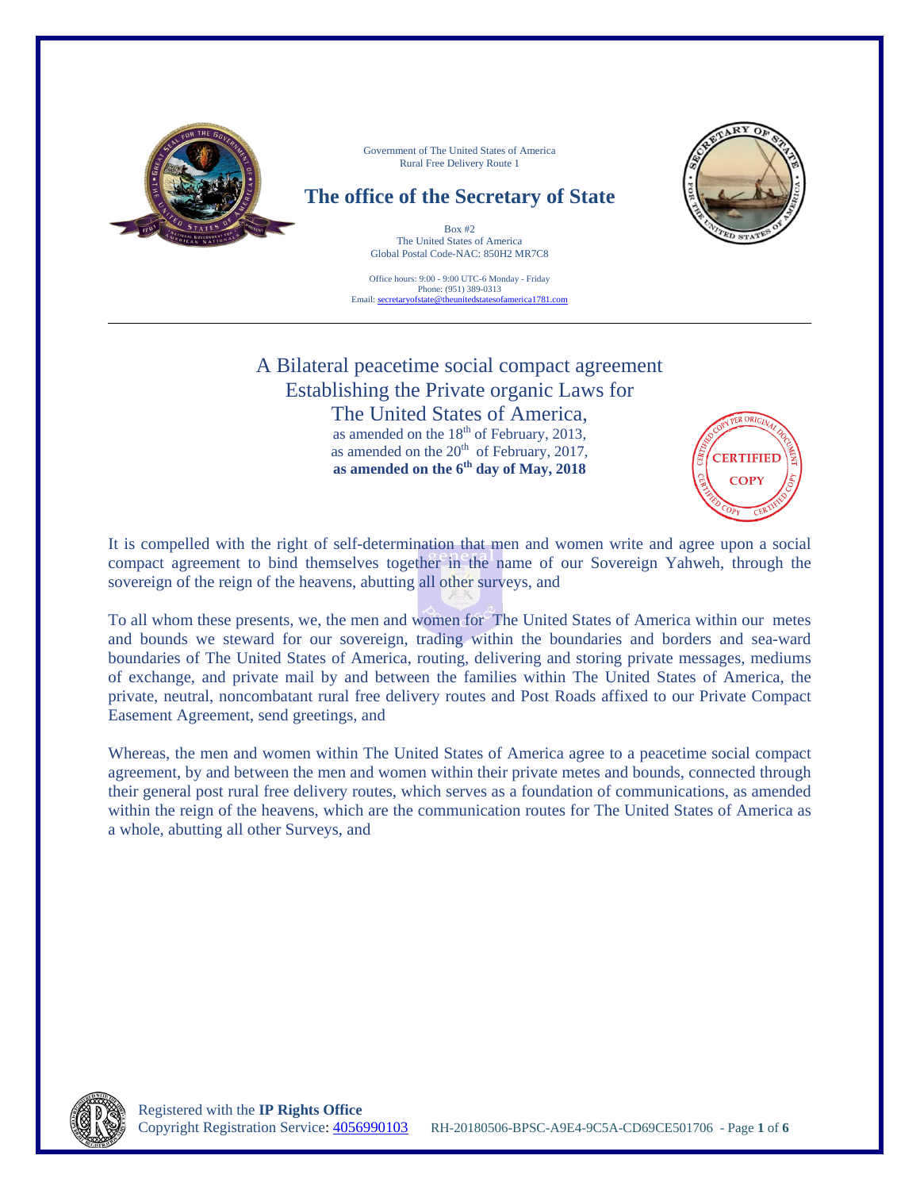Government of The United States of America
Rural Free Delivery Route 1

# The office of the Secretary of State

Box #2
The United States of America
Global Postal Code-NAC: 850H2 MR7C8

Office hours: 9:00 - 9:00 UTC-6 Monday - Friday
Phone: (951) 389-0313
Email: secretaryofstate@theunitedstatesofamerica1781.com

---

## A Bilateral peacetime social compact agreement Establishing the Private organic Laws for The United States of America,

as amended on the 18th of February, 2013,
as amended on the 20th of February, 2017,
**as amended on the 6th day of May, 2018**

CERTIFIED COPY

It is compelled with the right of self-determination that men and women write and agree upon a social compact agreement to bind themselves together in the name of our Sovereign Yahweh, through the sovereign of the reign of the heavens, abutting all other surveys, and

To all whom these presents, we, the men and women for The United States of America within our metes and bounds we steward for our sovereign, trading within the boundaries and borders and sea-ward boundaries of The United States of America, routing, delivering and storing private messages, mediums of exchange, and private mail by and between the families within The United States of America, the private, neutral, noncombatant rural free delivery routes and Post Roads affixed to our Private Compact Easement Agreement, send greetings, and

Whereas, the men and women within The United States of America agree to a peacetime social compact agreement, by and between the men and women within their private metes and bounds, connected through their general post rural free delivery routes, which serves as a foundation of communications, as amended within the reign of the heavens, which are the communication routes for The United States of America as a whole, abutting all other Surveys, and

Registered with the **IP Rights Office**
Copyright Registration Service: 4056990103 RH-20180506-BPSC-A9E4-9C5A-CD69CE501706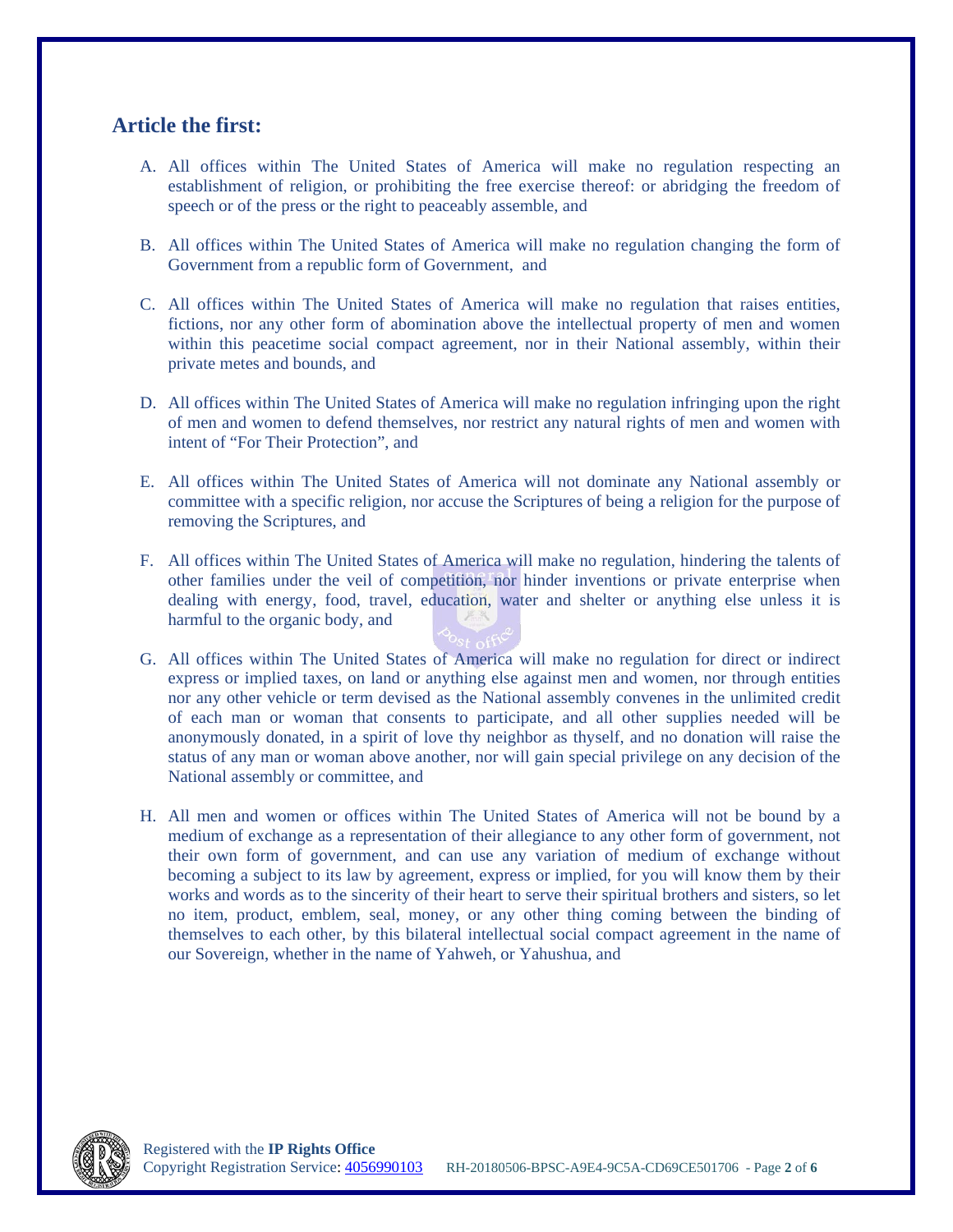## Article the first:

A. All offices within The United States of America will make no regulation respecting an establishment of religion, or prohibiting the free exercise thereof: or abridging the freedom of speech or of the press or the right to peaceably assemble, and

B. All offices within The United States of America will make no regulation changing the form of Government from a republic form of Government, and

C. All offices within The United States of America will make no regulation that raises entities, fictions, nor any other form of abomination above the intellectual property of men and women within this peacetime social compact agreement, nor in their National assembly, within their private metes and bounds, and

D. All offices within The United States of America will make no regulation infringing upon the right of men and women to defend themselves, nor restrict any natural rights of men and women with intent of "For Their Protection", and

E. All offices within The United States of America will not dominate any National assembly or committee with a specific religion, nor accuse the Scriptures of being a religion for the purpose of removing the Scriptures, and

F. All offices within The United States of America will make no regulation, hindering the talents of other families under the veil of competition, nor hinder inventions or private enterprise when dealing with energy, food, travel, education, water and shelter or anything else unless it is harmful to the organic body, and

G. All offices within The United States of America will make no regulation for direct or indirect express or implied taxes, on land or anything else against men and women, nor through entities nor any other vehicle or term devised as the National assembly convenes in the unlimited credit of each man or woman that consents to participate, and all other supplies needed will be anonymously donated, in a spirit of love thy neighbor as thyself, and no donation will raise the status of any man or woman above another, nor will gain special privilege on any decision of the National assembly or committee, and

H. All men and women or offices within The United States of America will not be bound by a medium of exchange as a representation of their allegiance to any other form of government, not their own form of government, and can use any variation of medium of exchange without becoming a subject to its law by agreement, express or implied, for you will know them by their works and words as to the sincerity of their heart to serve their spiritual brothers and sisters, so let no item, product, emblem, seal, money, or any other thing coming between the binding of themselves to each other, by this bilateral intellectual social compact agreement in the name of our Sovereign, whether in the name of Yahweh, or Yahushua, and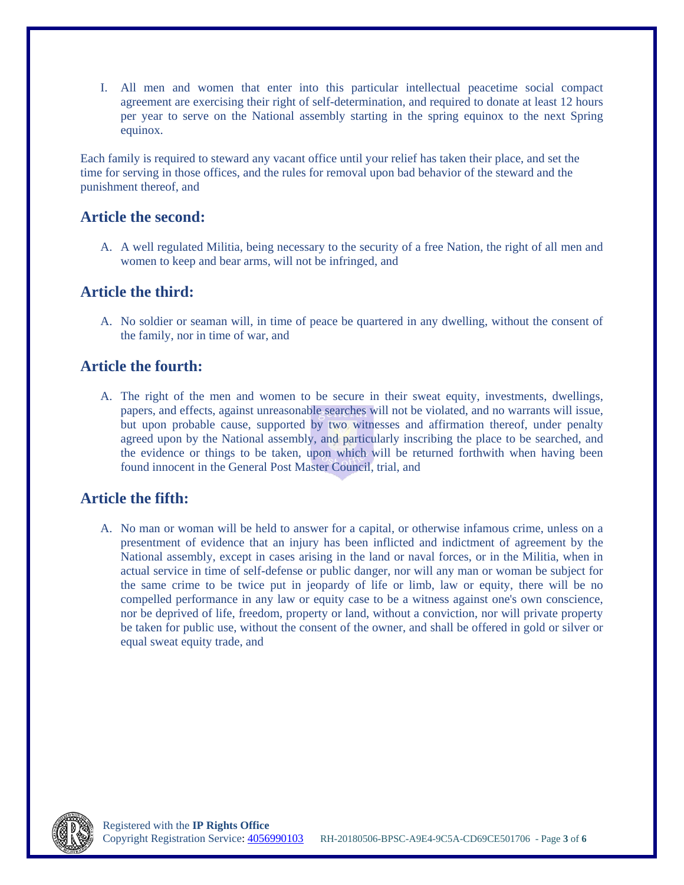I. All men and women that enter into this particular intellectual peacetime social compact agreement are exercising their right of self-determination, and required to donate at least 12 hours per year to serve on the National assembly starting in the spring equinox to the next Spring equinox.

Each family is required to steward any vacant office until your relief has taken their place, and set the time for serving in those offices, and the rules for removal upon bad behavior of the steward and the punishment thereof, and

## Article the second:

A. A well regulated Militia, being necessary to the security of a free Nation, the right of all men and women to keep and bear arms, will not be infringed, and

## Article the third:

A. No soldier or seaman will, in time of peace be quartered in any dwelling, without the consent of the family, nor in time of war, and

## Article the fourth:

A. The right of the men and women to be secure in their sweat equity, investments, dwellings, papers, and effects, against unreasonable searches will not be violated, and no warrants will issue, but upon probable cause, supported by two witnesses and affirmation thereof, under penalty agreed upon by the National assembly, and particularly inscribing the place to be searched, and the evidence or things to be taken, upon which will be returned forthwith when having been found innocent in the General Post Master Council, trial, and

## Article the fifth:

A. No man or woman will be held to answer for a capital, or otherwise infamous crime, unless on a presentment of evidence that an injury has been inflicted and indictment of agreement by the National assembly, except in cases arising in the land or naval forces, or in the Militia, when in actual service in time of self-defense or public danger, nor will any man or woman be subject for the same crime to be twice put in jeopardy of life or limb, law or equity, there will be no compelled performance in any law or equity case to be a witness against one's own conscience, nor be deprived of life, freedom, property or land, without a conviction, nor will private property be taken for public use, without the consent of the owner, and shall be offered in gold or silver or equal sweat equity trade, and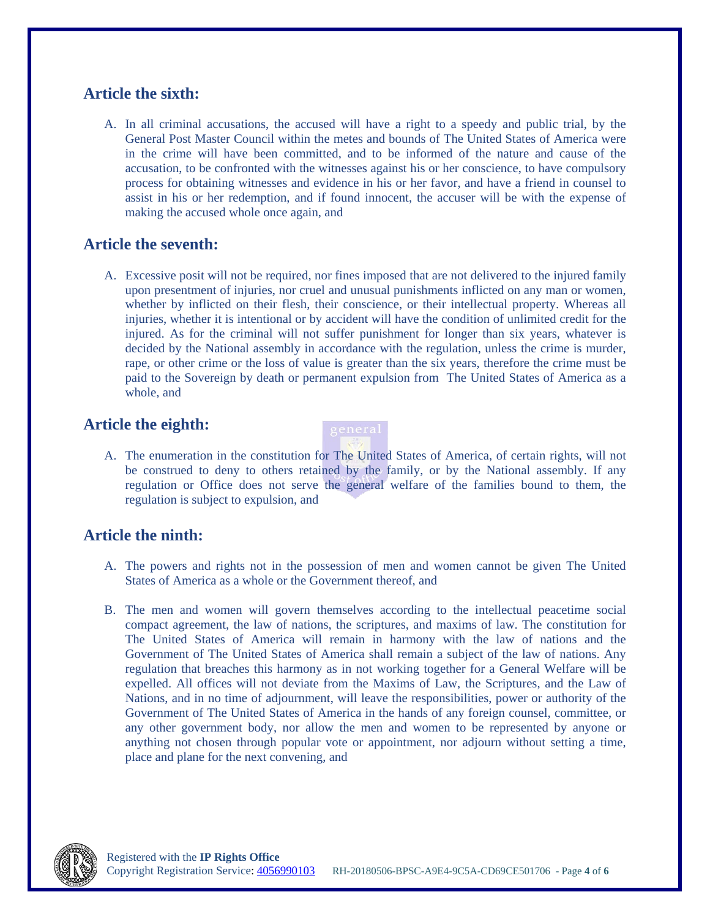## Article the sixth:

A. In all criminal accusations, the accused will have a right to a speedy and public trial, by the General Post Master Council within the metes and bounds of The United States of America were in the crime will have been committed, and to be informed of the nature and cause of the accusation, to be confronted with the witnesses against his or her conscience, to have compulsory process for obtaining witnesses and evidence in his or her favor, and have a friend in counsel to assist in his or her redemption, and if found innocent, the accuser will be with the expense of making the accused whole once again, and

## Article the seventh:

A. Excessive posit will not be required, nor fines imposed that are not delivered to the injured family upon presentment of injuries, nor cruel and unusual punishments inflicted on any man or women, whether by inflicted on their flesh, their conscience, or their intellectual property. Whereas all injuries, whether it is intentional or by accident will have the condition of unlimited credit for the injured. As for the criminal will not suffer punishment for longer than six years, whatever is decided by the National assembly in accordance with the regulation, unless the crime is murder, rape, or other crime or the loss of value is greater than the six years, therefore the crime must be paid to the Sovereign by death or permanent expulsion from The United States of America as a whole, and

## Article the eighth:

A. The enumeration in the constitution for The United States of America, of certain rights, will not be construed to deny to others retained by the family, or by the National assembly. If any regulation or Office does not serve the general welfare of the families bound to them, the regulation is subject to expulsion, and

## Article the ninth:

A. The powers and rights not in the possession of men and women cannot be given The United States of America as a whole or the Government thereof, and

B. The men and women will govern themselves according to the intellectual peacetime social compact agreement, the law of nations, the scriptures, and maxims of law. The constitution for The United States of America will remain in harmony with the law of nations and the Government of The United States of America shall remain a subject of the law of nations. Any regulation that breaches this harmony as in not working together for a General Welfare will be expelled. All offices will not deviate from the Maxims of Law, the Scriptures, and the Law of Nations, and in no time of adjournment, will leave the responsibilities, power or authority of the Government of The United States of America in the hands of any foreign counsel, committee, or any other government body, nor allow the men and women to be represented by anyone or anything not chosen through popular vote or appointment, nor adjourn without setting a time, place and plane for the next convening, and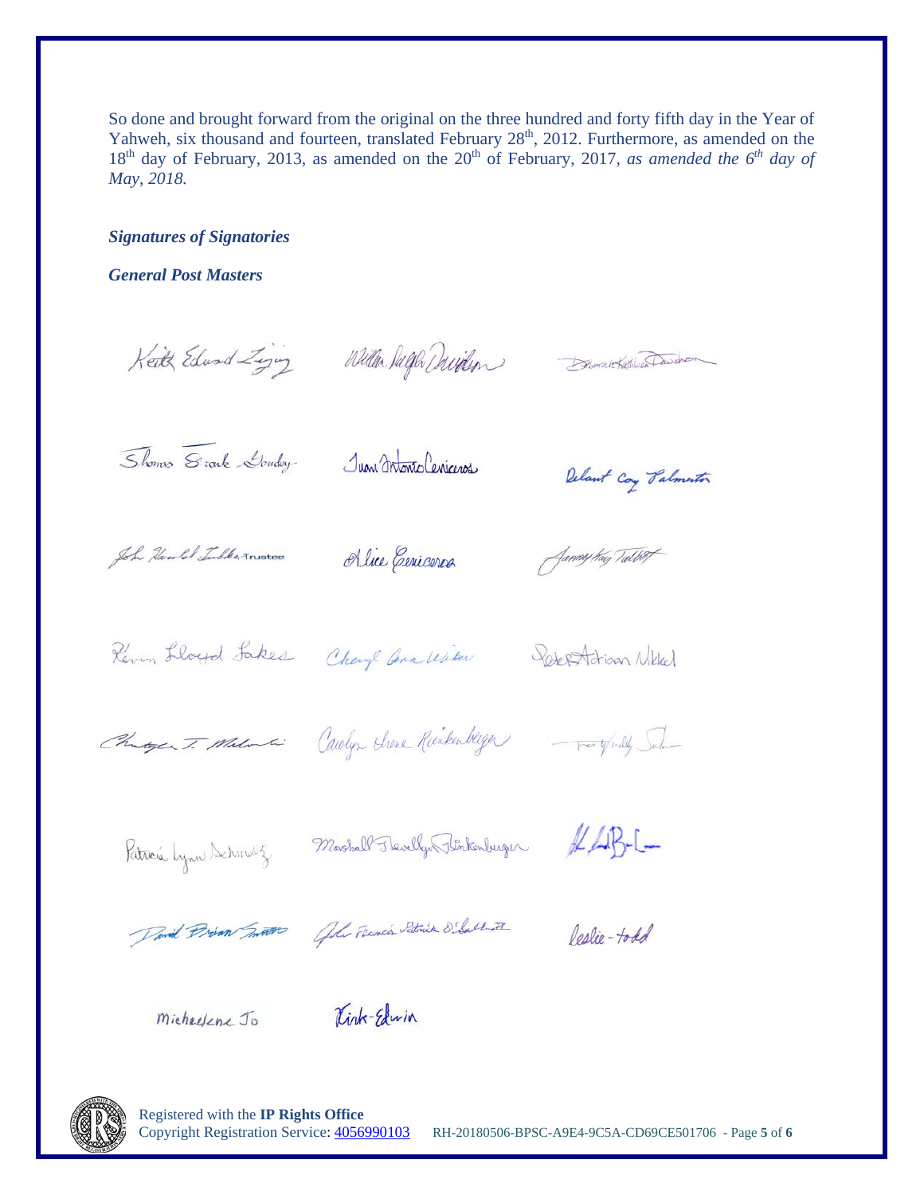So done and brought forward from the original on the three hundred and forty fifth day in the Year of Yahweh, six thousand and fourteen, translated February 28th, 2012. Furthermore, as amended on the 18th day of February, 2013, as amended on the 20th of February, 2017, *as amended the 6th day of May, 2018.*

***Signatures of Signatories***

***General Post Masters***

Keith Edward Zigray &nbsp;&nbsp;&nbsp; William Ralph Davidson &nbsp;&nbsp;&nbsp; Deborah Kathleen Davidson

Thomas Frank Dowdey &nbsp;&nbsp;&nbsp; Juan Antonio Cisneros &nbsp;&nbsp;&nbsp; Delaunt Coy Palmerton

John Harold Tibbs Trustee &nbsp;&nbsp;&nbsp; Alice Cisneros &nbsp;&nbsp;&nbsp; Tammy Kay Talbott

Kevin Lloyd Fakes &nbsp;&nbsp;&nbsp; Cheryl Ann Wister &nbsp;&nbsp;&nbsp; Peter Adrian Nikkel

Christopher T. Malinski &nbsp;&nbsp;&nbsp; Carolyn Irene Rinkenberger &nbsp;&nbsp;&nbsp; Tony Wendy Salo

Patricia Lynn Schmalz &nbsp;&nbsp;&nbsp; Marshall Llewellyn Rinkenberger &nbsp;&nbsp;&nbsp; [signature]

David Brian Smith &nbsp;&nbsp;&nbsp; John Francis Patrick O'Sullivan II &nbsp;&nbsp;&nbsp; leslie-todd

Michaelene Jo &nbsp;&nbsp;&nbsp; Kirk-Edwin

Registered with the **IP Rights Office**
Copyright Registration Service: 4056990103 &nbsp;&nbsp; RH-20180506-BPSC-A9E4-9C5A-CD69CE501706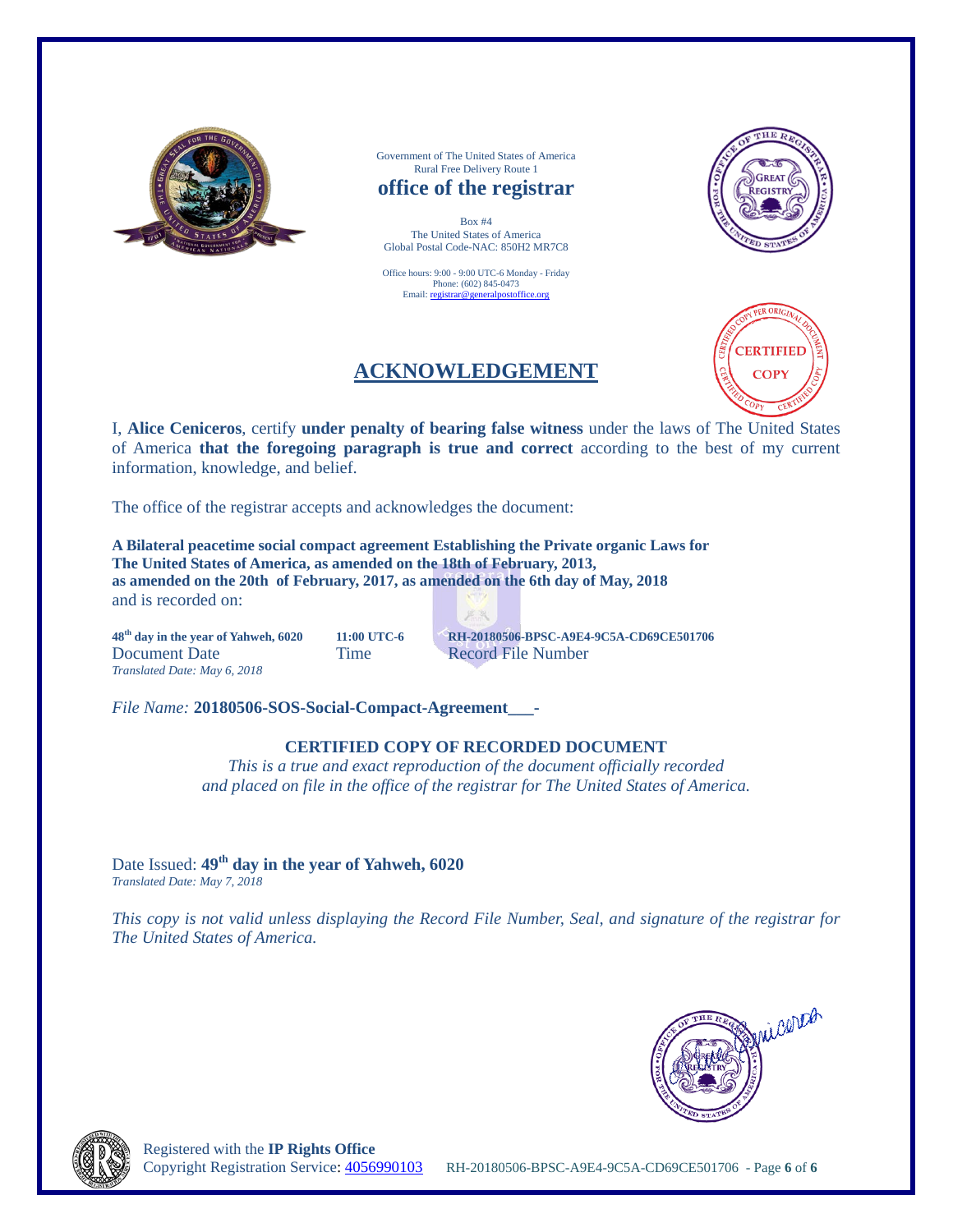Government of The United States of America
Rural Free Delivery Route 1

**office of the registrar**

Box #4
The United States of America
Global Postal Code-NAC: 850H2 MR7C8

Office hours: 9:00 - 9:00 UTC-6 Monday - Friday
Phone: (602) 845-0473
Email: registrar@generalpostoffice.org

CERTIFIED COPY

## ACKNOWLEDGEMENT

I, **Alice Ceniceros**, certify **under penalty of bearing false witness** under the laws of The United States of America **that the foregoing paragraph is true and correct** according to the best of my current information, knowledge, and belief.

The office of the registrar accepts and acknowledges the document:

**A Bilateral peacetime social compact agreement Establishing the Private organic Laws for The United States of America, as amended on the 18th of February, 2013, as amended on the 20th of February, 2017, as amended on the 6th day of May, 2018**
and is recorded on:

| | | |
|---|---|---|
| **48th day in the year of Yahweh, 6020** | **11:00 UTC-6** | **RH-20180506-BPSC-A9E4-9C5A-CD69CE501706** |
| Document Date | Time | Record File Number |
| *Translated Date: May 6, 2018* | | |

*File Name:* **20180506-SOS-Social-Compact-Agreement___-**

**CERTIFIED COPY OF RECORDED DOCUMENT**

*This is a true and exact reproduction of the document officially recorded and placed on file in the office of the registrar for The United States of America.*

Date Issued: **49th day in the year of Yahweh, 6020**
*Translated Date: May 7, 2018*

*This copy is not valid unless displaying the Record File Number, Seal, and signature of the registrar for The United States of America.*

Registered with the **IP Rights Office**
Copyright Registration Service: 4056990103